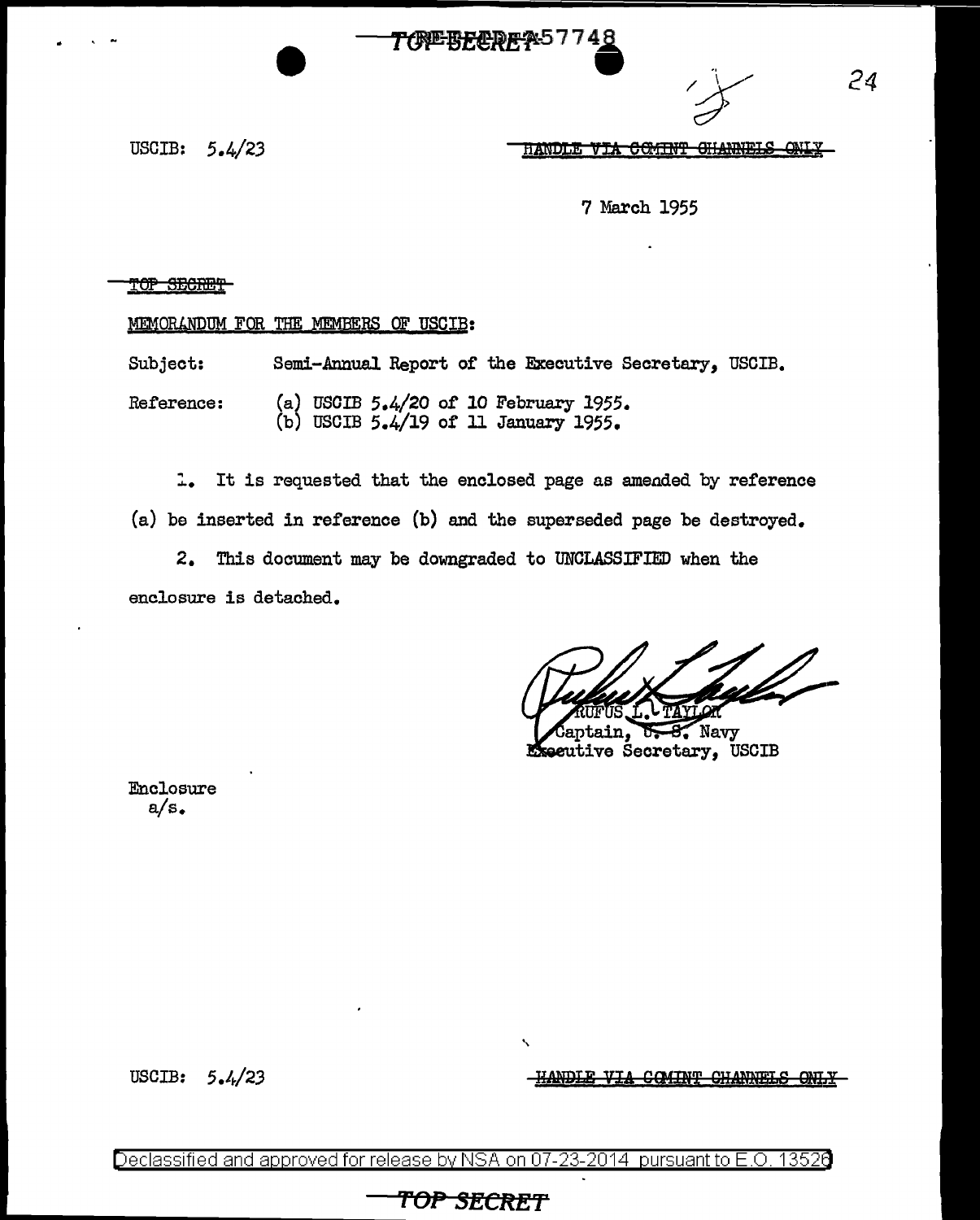USCIB: 5.4/23

HANDLE VIA COMINT CHANNELS ONLY

7 March 1955

TOP SECRET

MEMORANDUM FOR THE MEMBERS OF USCIB:

Subject: Semi-Annual Report of the Executive Secretary, USCIB.

Reference: (a) USCIB 5.4/20 of 10 February 1955.
(b) USCIB 5.4/19 of 11 January 1955.

1. It is requested that the enclosed page as amended by reference (a) be inserted in reference (b) and the superseded page be destroyed.

2. This document may be downgraded to UNCLASSIFIED when the enclosure is detached.

RUFUS L. TAYLOR
Captain, U. S. Navy
Executive Secretary, USCIB

Enclosure
a/s.

USCIB: 5.4/23

HANDLE VIA COMINT CHANNELS ONLY

Declassified and approved for release by NSA on 07-23-2014 pursuant to E.O. 13526

TOP SECRET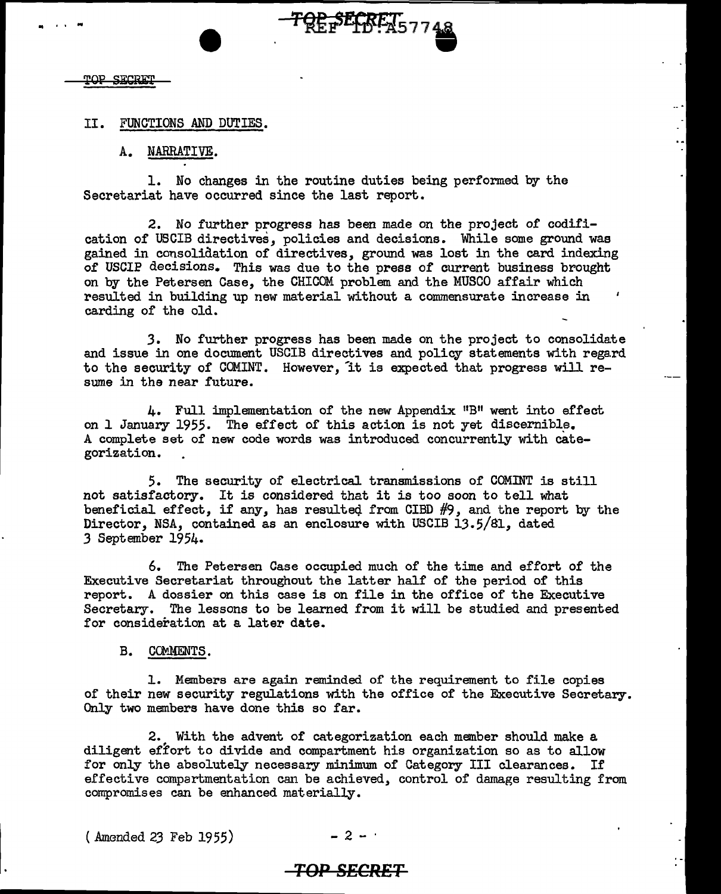TOP SECRET

## II. FUNCTIONS AND DUTIES.

### A. NARRATIVE.

1. No changes in the routine duties being performed by the Secretariat have occurred since the last report.

2. No further progress has been made on the project of codification of USCIB directives, policies and decisions. While some ground was gained in consolidation of directives, ground was lost in the card indexing of USCIP decisions. This was due to the press of current business brought on by the Petersen Case, the CHICOM problem and the MUSCO affair which resulted in building up new material without a commensurate increase in carding of the old.

3. No further progress has been made on the project to consolidate and issue in one document USCIB directives and policy statements with regard to the security of COMINT. However, it is expected that progress will resume in the near future.

4. Full implementation of the new Appendix "B" went into effect on 1 January 1955. The effect of this action is not yet discernible. A complete set of new code words was introduced concurrently with categorization.

5. The security of electrical transmissions of COMINT is still not satisfactory. It is considered that it is too soon to tell what beneficial effect, if any, has resulted from CIBD #9, and the report by the Director, NSA, contained as an enclosure with USCIB 13.5/81, dated 3 September 1954.

6. The Petersen Case occupied much of the time and effort of the Executive Secretariat throughout the latter half of the period of this report. A dossier on this case is on file in the office of the Executive Secretary. The lessons to be learned from it will be studied and presented for consideration at a later date.

### B. COMMENTS.

1. Members are again reminded of the requirement to file copies of their new security regulations with the office of the Executive Secretary. Only two members have done this so far.

2. With the advent of categorization each member should make a diligent effort to divide and compartment his organization so as to allow for only the absolutely necessary minimum of Category III clearances. If effective compartmentation can be achieved, control of damage resulting from compromises can be enhanced materially.

( Amended 23 Feb 1955)